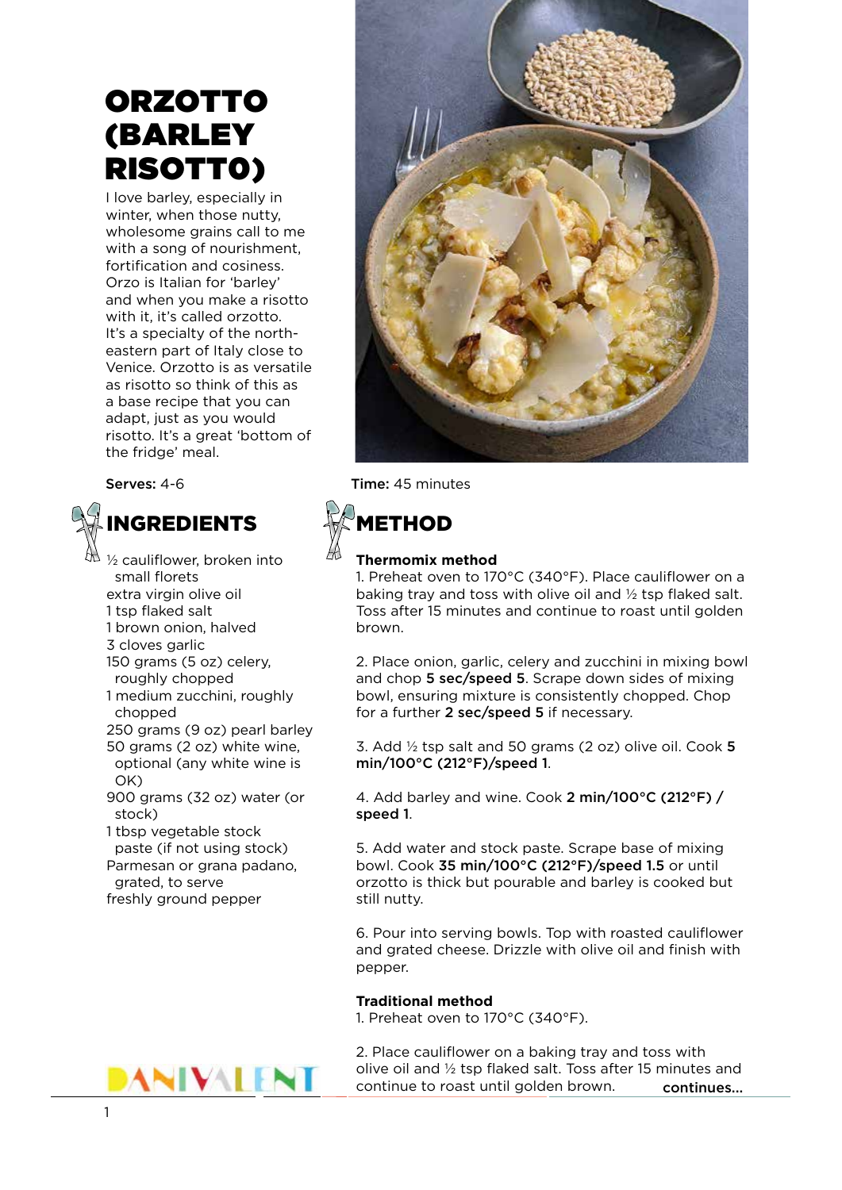# ORZOTTO (BARLEY RISOTTO)

I love barley, especially in winter, when those nutty, wholesome grains call to me with a song of nourishment, fortification and cosiness. Orzo is Italian for 'barley' and when you make a risotto with it, it's called orzotto. It's a specialty of the north-eastern part of Italy close to Venice. Orzotto is as versatile as risotto so think of this as a base recipe that you can adapt, just as you would risotto. It's a great 'bottom of the fridge' meal.

**Serves:** 4-6

**Time:** 45 minutes

## INGREDIENTS

- ½ cauliflower, broken into small florets
- extra virgin olive oil
- 1 tsp flaked salt
- 1 brown onion, halved
- 3 cloves garlic
- 150 grams (5 oz) celery, roughly chopped
- 1 medium zucchini, roughly chopped
- 250 grams (9 oz) pearl barley
- 50 grams (2 oz) white wine, optional (any white wine is OK)
- 900 grams (32 oz) water (or stock)
- 1 tbsp vegetable stock paste (if not using stock)
- Parmesan or grana padano, grated, to serve
- freshly ground pepper

## METHOD

**Thermomix method**

1. Preheat oven to 170°C (340°F). Place cauliflower on a baking tray and toss with olive oil and ½ tsp flaked salt. Toss after 15 minutes and continue to roast until golden brown.

2. Place onion, garlic, celery and zucchini in mixing bowl and chop **5 sec/speed 5**. Scrape down sides of mixing bowl, ensuring mixture is consistently chopped. Chop for a further **2 sec/speed 5** if necessary.

3. Add ½ tsp salt and 50 grams (2 oz) olive oil. Cook **5 min/100°C (212°F)/speed 1**.

4. Add barley and wine. Cook **2 min/100°C (212°F) / speed 1**.

5. Add water and stock paste. Scrape base of mixing bowl. Cook **35 min/100°C (212°F)/speed 1.5** or until orzotto is thick but pourable and barley is cooked but still nutty.

6. Pour into serving bowls. Top with roasted cauliflower and grated cheese. Drizzle with olive oil and finish with pepper.

**Traditional method**

1. Preheat oven to 170°C (340°F).

2. Place cauliflower on a baking tray and toss with olive oil and ½ tsp flaked salt. Toss after 15 minutes and continue to roast until golden brown.

**continues...**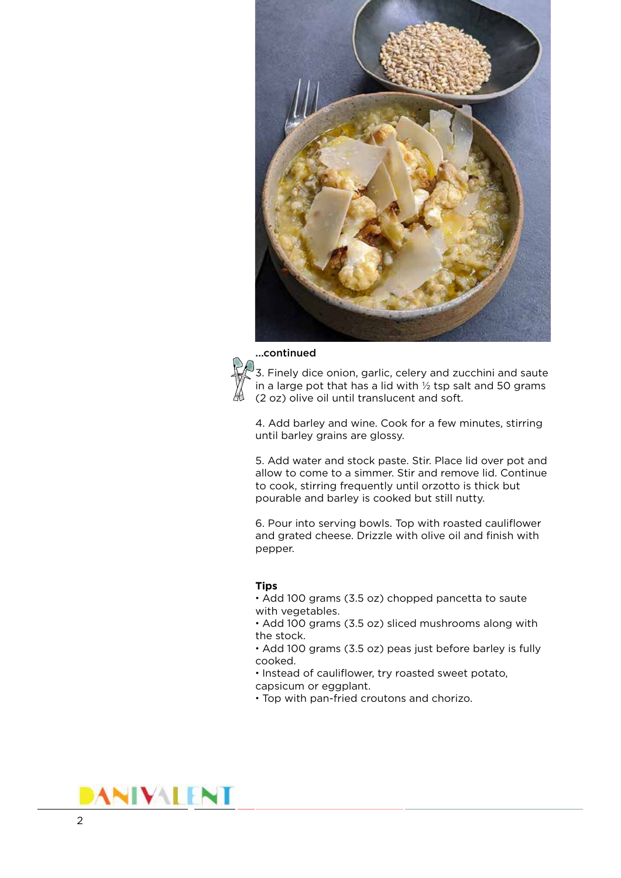**...continued**

3. Finely dice onion, garlic, celery and zucchini and saute in a large pot that has a lid with ½ tsp salt and 50 grams (2 oz) olive oil until translucent and soft.

4. Add barley and wine. Cook for a few minutes, stirring until barley grains are glossy.

5. Add water and stock paste. Stir. Place lid over pot and allow to come to a simmer. Stir and remove lid. Continue to cook, stirring frequently until orzotto is thick but pourable and barley is cooked but still nutty.

6. Pour into serving bowls. Top with roasted cauliflower and grated cheese. Drizzle with olive oil and finish with pepper.

**Tips**

- Add 100 grams (3.5 oz) chopped pancetta to saute with vegetables.
- Add 100 grams (3.5 oz) sliced mushrooms along with the stock.
- Add 100 grams (3.5 oz) peas just before barley is fully cooked.
- Instead of cauliflower, try roasted sweet potato, capsicum or eggplant.
- Top with pan-fried croutons and chorizo.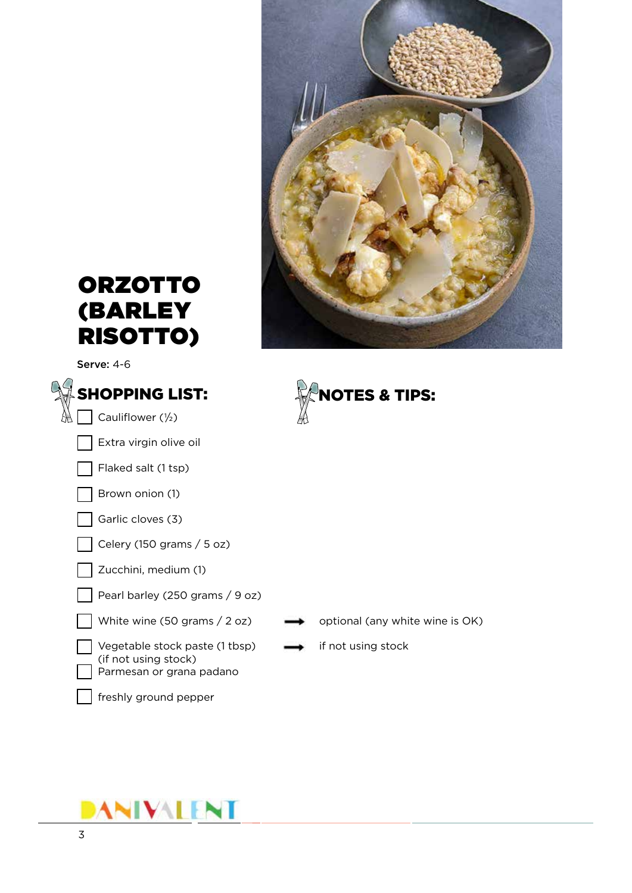# ORZOTTO (BARLEY RISOTTO)

**Serve:** 4-6

## SHOPPING LIST:

- [ ] Cauliflower (½)
- [ ] Extra virgin olive oil
- [ ] Flaked salt (1 tsp)
- [ ] Brown onion (1)
- [ ] Garlic cloves (3)
- [ ] Celery (150 grams / 5 oz)
- [ ] Zucchini, medium (1)
- [ ] Pearl barley (250 grams / 9 oz)
- [ ] White wine (50 grams / 2 oz) → optional (any white wine is OK)
- [ ] Vegetable stock paste (1 tbsp) (if not using stock) → if not using stock
- [ ] Parmesan or grana padano
- [ ] freshly ground pepper

## NOTES & TIPS:

DANIVALENT